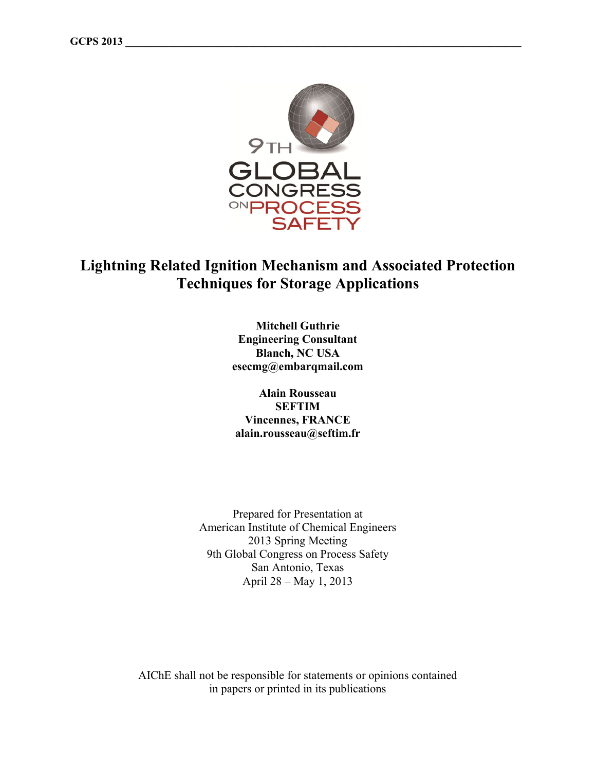# Lightning Related Ignition Mechanism and Associated Protection Techniques for Storage Applications

**Mitchell Guthrie**
**Engineering Consultant**
**Blanch, NC USA**
**esecmg@embarqmail.com**

**Alain Rousseau**
**SEFTIM**
**Vincennes, FRANCE**
**alain.rousseau@seftim.fr**

Prepared for Presentation at
American Institute of Chemical Engineers
2013 Spring Meeting
9th Global Congress on Process Safety
San Antonio, Texas
April 28 – May 1, 2013

AIChE shall not be responsible for statements or opinions contained
in papers or printed in its publications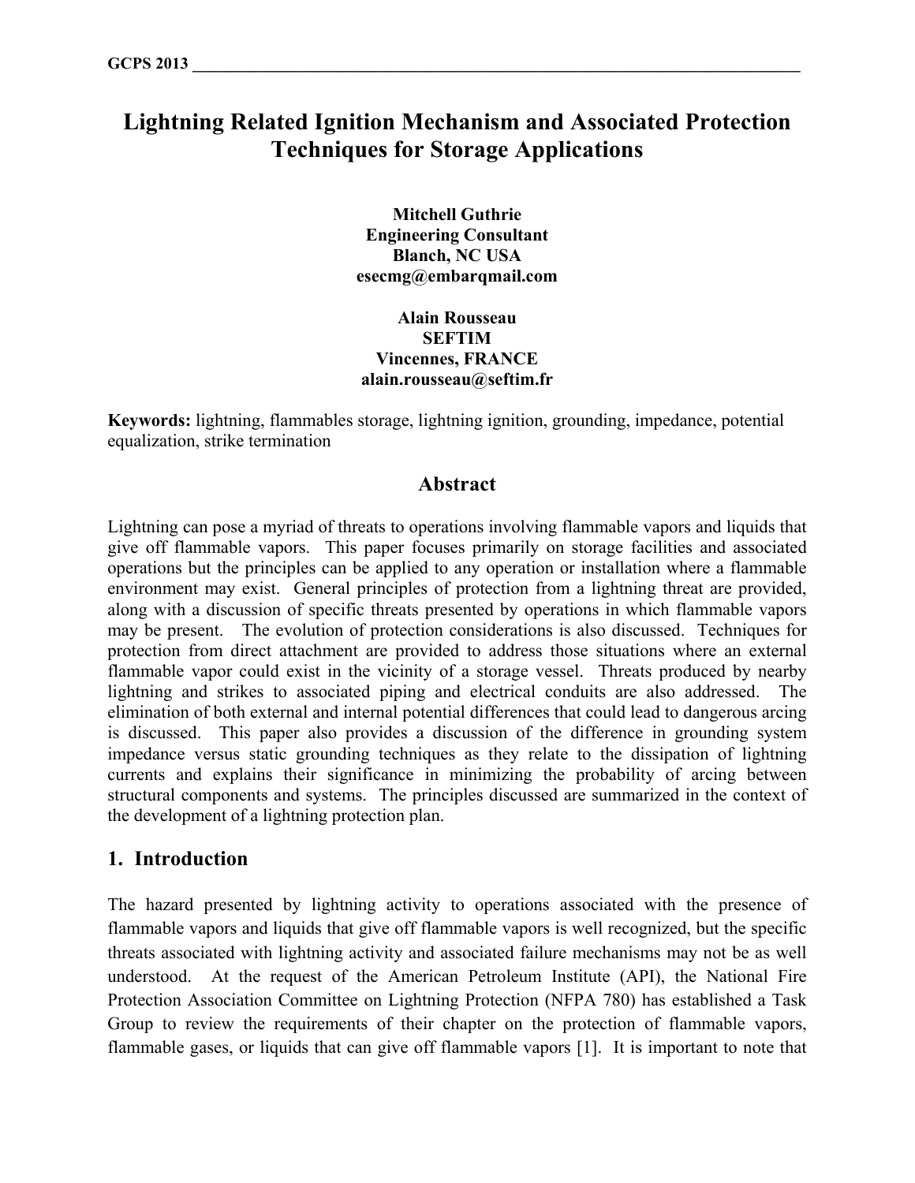# Lightning Related Ignition Mechanism and Associated Protection Techniques for Storage Applications

**Mitchell Guthrie**
**Engineering Consultant**
**Blanch, NC USA**
**esecmg@embarqmail.com**

**Alain Rousseau**
**SEFTIM**
**Vincennes, FRANCE**
**alain.rousseau@seftim.fr**

**Keywords:** lightning, flammables storage, lightning ignition, grounding, impedance, potential equalization, strike termination

## Abstract

Lightning can pose a myriad of threats to operations involving flammable vapors and liquids that give off flammable vapors. This paper focuses primarily on storage facilities and associated operations but the principles can be applied to any operation or installation where a flammable environment may exist. General principles of protection from a lightning threat are provided, along with a discussion of specific threats presented by operations in which flammable vapors may be present. The evolution of protection considerations is also discussed. Techniques for protection from direct attachment are provided to address those situations where an external flammable vapor could exist in the vicinity of a storage vessel. Threats produced by nearby lightning and strikes to associated piping and electrical conduits are also addressed. The elimination of both external and internal potential differences that could lead to dangerous arcing is discussed. This paper also provides a discussion of the difference in grounding system impedance versus static grounding techniques as they relate to the dissipation of lightning currents and explains their significance in minimizing the probability of arcing between structural components and systems. The principles discussed are summarized in the context of the development of a lightning protection plan.

## 1. Introduction

The hazard presented by lightning activity to operations associated with the presence of flammable vapors and liquids that give off flammable vapors is well recognized, but the specific threats associated with lightning activity and associated failure mechanisms may not be as well understood. At the request of the American Petroleum Institute (API), the National Fire Protection Association Committee on Lightning Protection (NFPA 780) has established a Task Group to review the requirements of their chapter on the protection of flammable vapors, flammable gases, or liquids that can give off flammable vapors [1]. It is important to note that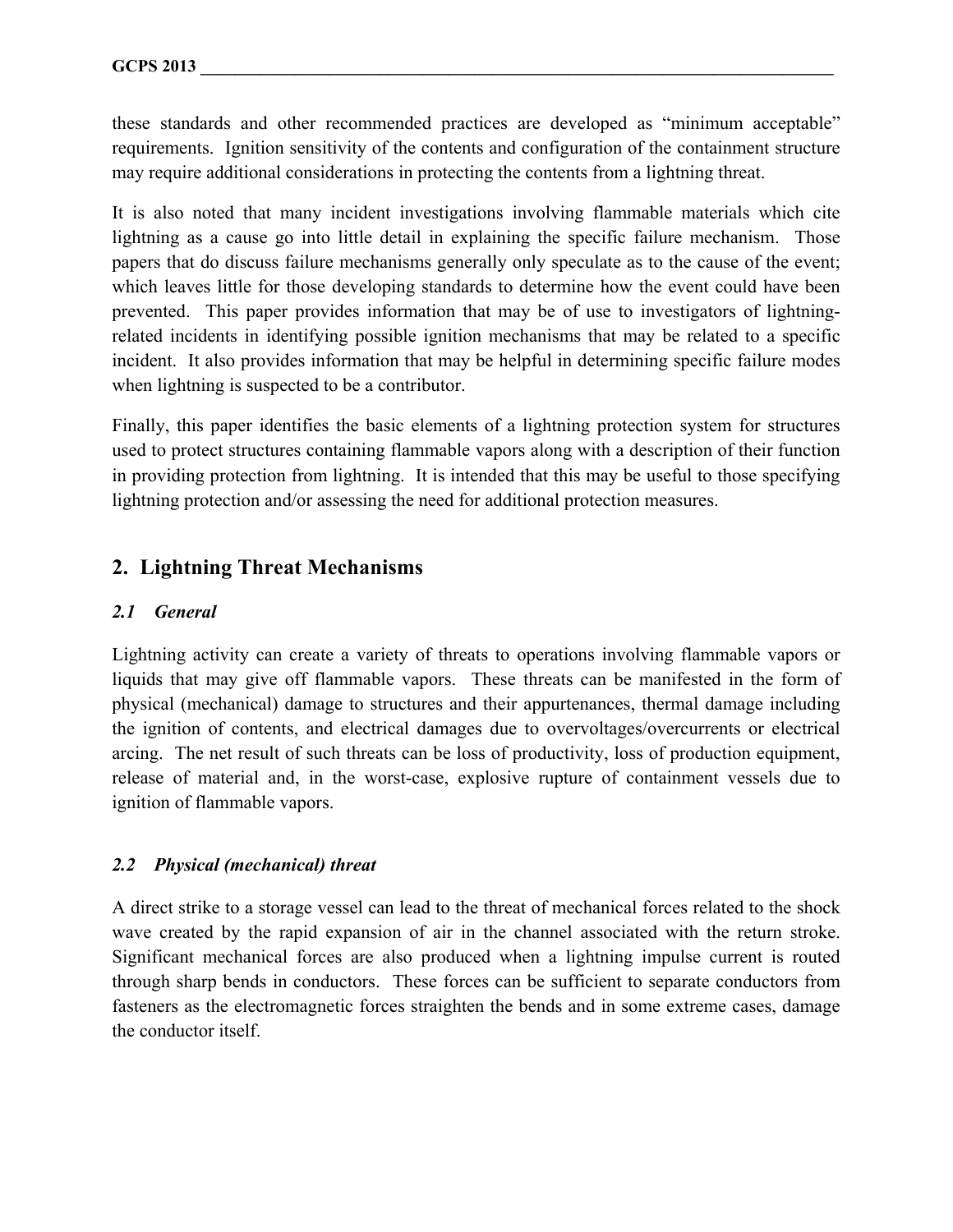these standards and other recommended practices are developed as "minimum acceptable" requirements. Ignition sensitivity of the contents and configuration of the containment structure may require additional considerations in protecting the contents from a lightning threat.

It is also noted that many incident investigations involving flammable materials which cite lightning as a cause go into little detail in explaining the specific failure mechanism. Those papers that do discuss failure mechanisms generally only speculate as to the cause of the event; which leaves little for those developing standards to determine how the event could have been prevented. This paper provides information that may be of use to investigators of lightning-related incidents in identifying possible ignition mechanisms that may be related to a specific incident. It also provides information that may be helpful in determining specific failure modes when lightning is suspected to be a contributor.

Finally, this paper identifies the basic elements of a lightning protection system for structures used to protect structures containing flammable vapors along with a description of their function in providing protection from lightning. It is intended that this may be useful to those specifying lightning protection and/or assessing the need for additional protection measures.

## 2. Lightning Threat Mechanisms

### *2.1 General*

Lightning activity can create a variety of threats to operations involving flammable vapors or liquids that may give off flammable vapors. These threats can be manifested in the form of physical (mechanical) damage to structures and their appurtenances, thermal damage including the ignition of contents, and electrical damages due to overvoltages/overcurrents or electrical arcing. The net result of such threats can be loss of productivity, loss of production equipment, release of material and, in the worst-case, explosive rupture of containment vessels due to ignition of flammable vapors.

### *2.2 Physical (mechanical) threat*

A direct strike to a storage vessel can lead to the threat of mechanical forces related to the shock wave created by the rapid expansion of air in the channel associated with the return stroke. Significant mechanical forces are also produced when a lightning impulse current is routed through sharp bends in conductors. These forces can be sufficient to separate conductors from fasteners as the electromagnetic forces straighten the bends and in some extreme cases, damage the conductor itself.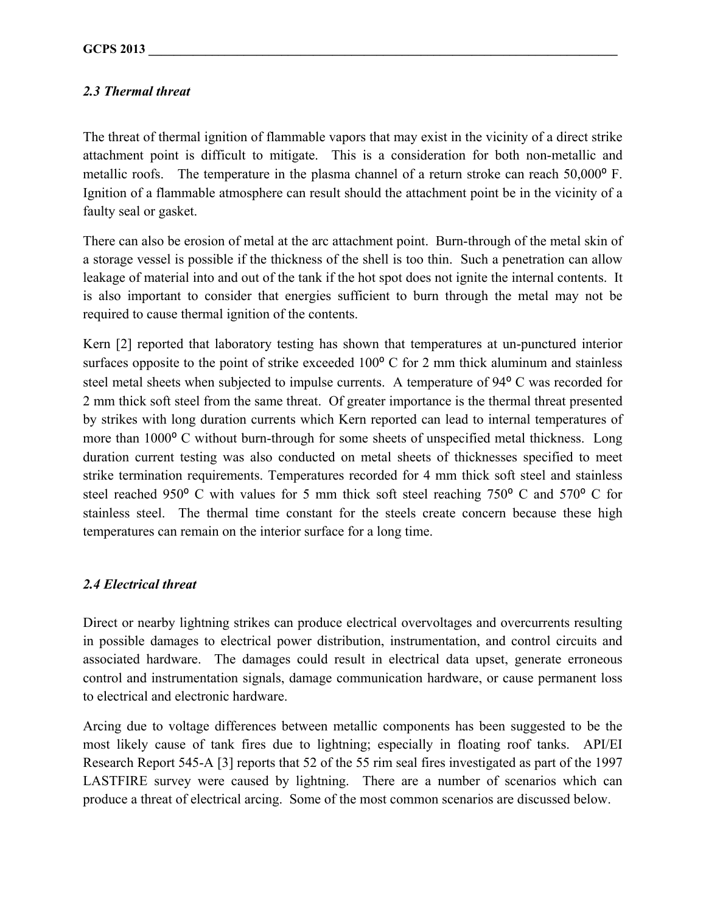### *2.3 Thermal threat*

The threat of thermal ignition of flammable vapors that may exist in the vicinity of a direct strike attachment point is difficult to mitigate. This is a consideration for both non-metallic and metallic roofs. The temperature in the plasma channel of a return stroke can reach 50,000º F. Ignition of a flammable atmosphere can result should the attachment point be in the vicinity of a faulty seal or gasket.

There can also be erosion of metal at the arc attachment point. Burn-through of the metal skin of a storage vessel is possible if the thickness of the shell is too thin. Such a penetration can allow leakage of material into and out of the tank if the hot spot does not ignite the internal contents. It is also important to consider that energies sufficient to burn through the metal may not be required to cause thermal ignition of the contents.

Kern [2] reported that laboratory testing has shown that temperatures at un-punctured interior surfaces opposite to the point of strike exceeded 100º C for 2 mm thick aluminum and stainless steel metal sheets when subjected to impulse currents. A temperature of 94º C was recorded for 2 mm thick soft steel from the same threat. Of greater importance is the thermal threat presented by strikes with long duration currents which Kern reported can lead to internal temperatures of more than 1000º C without burn-through for some sheets of unspecified metal thickness. Long duration current testing was also conducted on metal sheets of thicknesses specified to meet strike termination requirements. Temperatures recorded for 4 mm thick soft steel and stainless steel reached 950º C with values for 5 mm thick soft steel reaching 750º C and 570º C for stainless steel. The thermal time constant for the steels create concern because these high temperatures can remain on the interior surface for a long time.

### *2.4 Electrical threat*

Direct or nearby lightning strikes can produce electrical overvoltages and overcurrents resulting in possible damages to electrical power distribution, instrumentation, and control circuits and associated hardware. The damages could result in electrical data upset, generate erroneous control and instrumentation signals, damage communication hardware, or cause permanent loss to electrical and electronic hardware.

Arcing due to voltage differences between metallic components has been suggested to be the most likely cause of tank fires due to lightning; especially in floating roof tanks. API/EI Research Report 545-A [3] reports that 52 of the 55 rim seal fires investigated as part of the 1997 LASTFIRE survey were caused by lightning. There are a number of scenarios which can produce a threat of electrical arcing. Some of the most common scenarios are discussed below.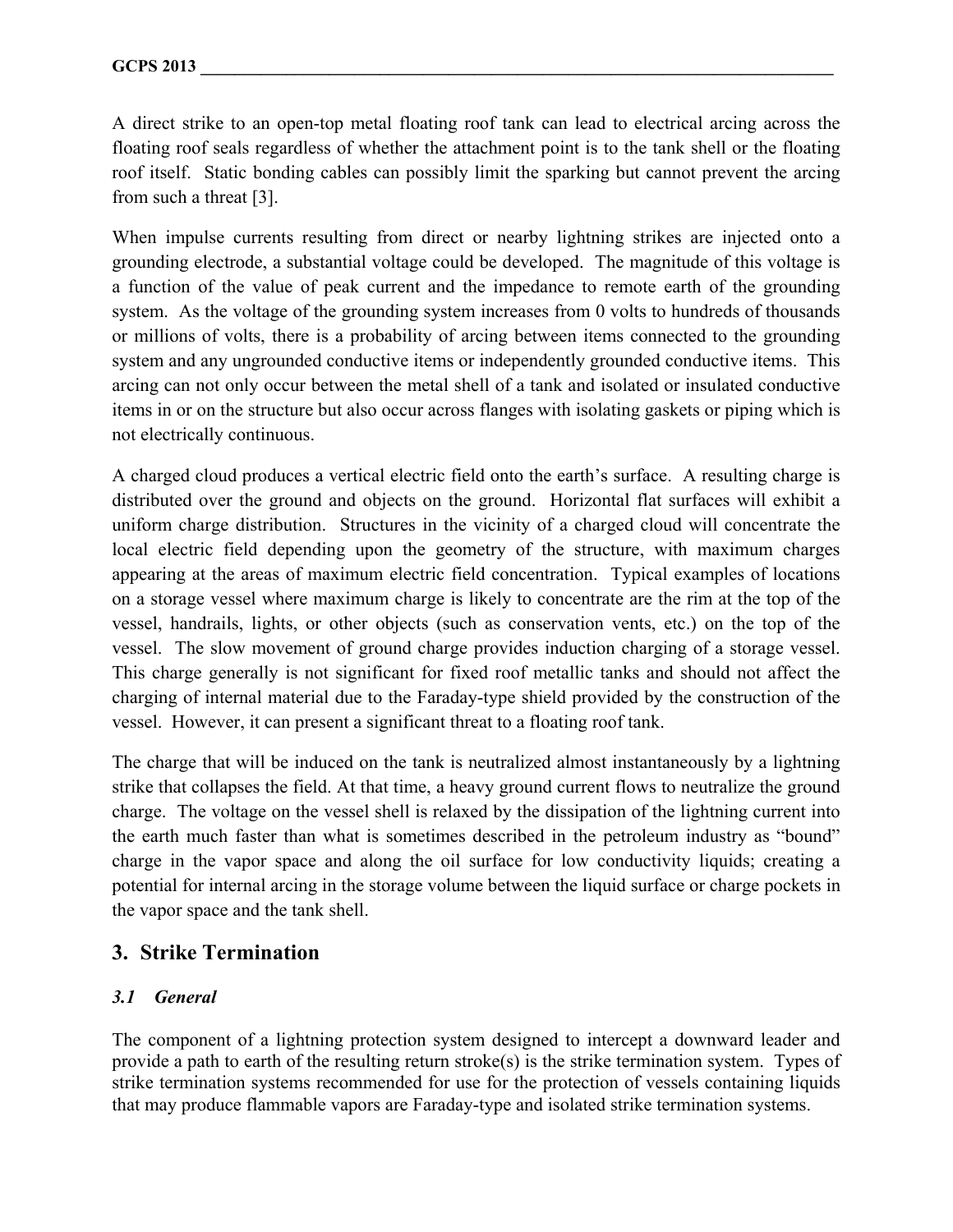A direct strike to an open-top metal floating roof tank can lead to electrical arcing across the floating roof seals regardless of whether the attachment point is to the tank shell or the floating roof itself. Static bonding cables can possibly limit the sparking but cannot prevent the arcing from such a threat [3].

When impulse currents resulting from direct or nearby lightning strikes are injected onto a grounding electrode, a substantial voltage could be developed. The magnitude of this voltage is a function of the value of peak current and the impedance to remote earth of the grounding system. As the voltage of the grounding system increases from 0 volts to hundreds of thousands or millions of volts, there is a probability of arcing between items connected to the grounding system and any ungrounded conductive items or independently grounded conductive items. This arcing can not only occur between the metal shell of a tank and isolated or insulated conductive items in or on the structure but also occur across flanges with isolating gaskets or piping which is not electrically continuous.

A charged cloud produces a vertical electric field onto the earth's surface. A resulting charge is distributed over the ground and objects on the ground. Horizontal flat surfaces will exhibit a uniform charge distribution. Structures in the vicinity of a charged cloud will concentrate the local electric field depending upon the geometry of the structure, with maximum charges appearing at the areas of maximum electric field concentration. Typical examples of locations on a storage vessel where maximum charge is likely to concentrate are the rim at the top of the vessel, handrails, lights, or other objects (such as conservation vents, etc.) on the top of the vessel. The slow movement of ground charge provides induction charging of a storage vessel. This charge generally is not significant for fixed roof metallic tanks and should not affect the charging of internal material due to the Faraday-type shield provided by the construction of the vessel. However, it can present a significant threat to a floating roof tank.

The charge that will be induced on the tank is neutralized almost instantaneously by a lightning strike that collapses the field. At that time, a heavy ground current flows to neutralize the ground charge. The voltage on the vessel shell is relaxed by the dissipation of the lightning current into the earth much faster than what is sometimes described in the petroleum industry as "bound" charge in the vapor space and along the oil surface for low conductivity liquids; creating a potential for internal arcing in the storage volume between the liquid surface or charge pockets in the vapor space and the tank shell.

## 3. Strike Termination

### *3.1 General*

The component of a lightning protection system designed to intercept a downward leader and provide a path to earth of the resulting return stroke(s) is the strike termination system. Types of strike termination systems recommended for use for the protection of vessels containing liquids that may produce flammable vapors are Faraday-type and isolated strike termination systems.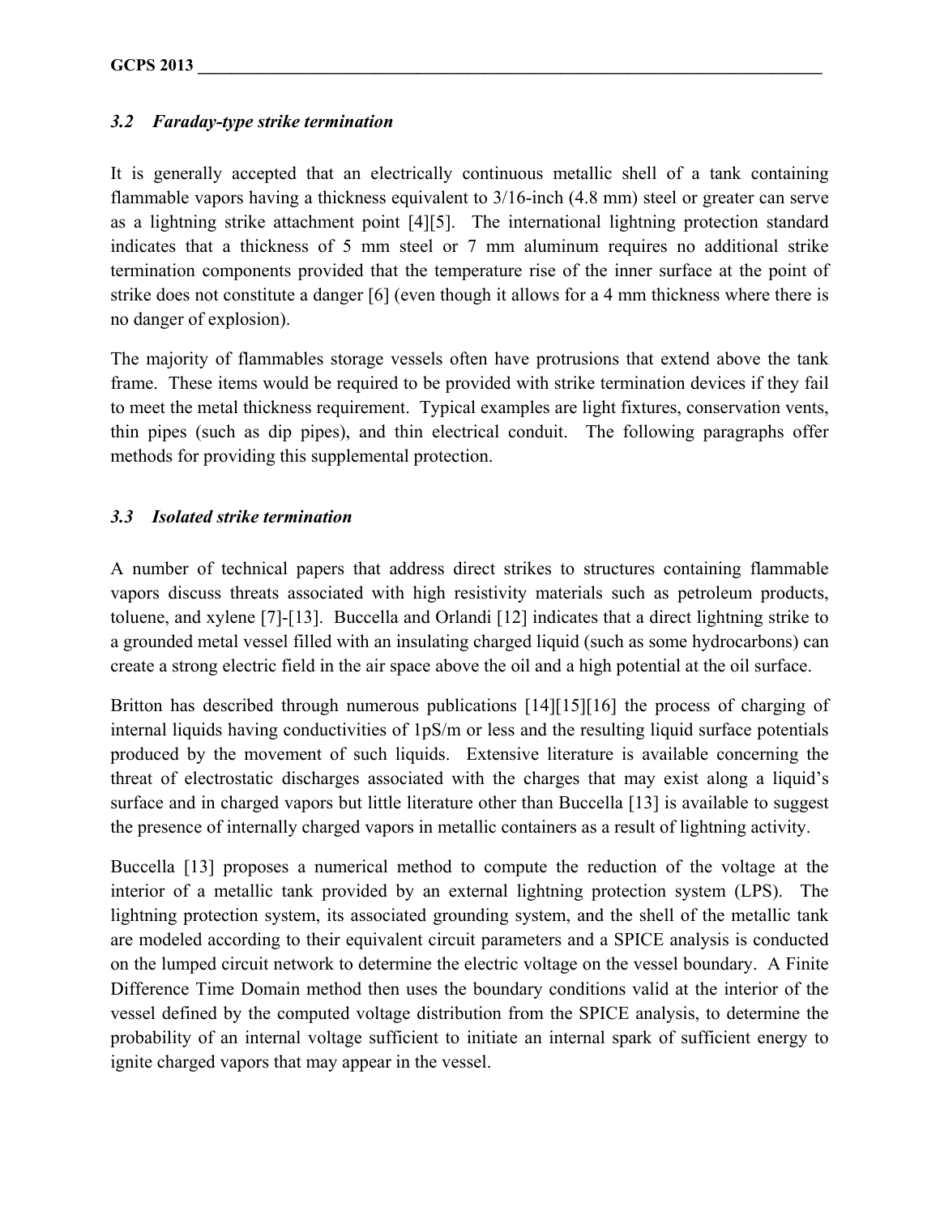### *3.2 Faraday-type strike termination*

It is generally accepted that an electrically continuous metallic shell of a tank containing flammable vapors having a thickness equivalent to 3/16-inch (4.8 mm) steel or greater can serve as a lightning strike attachment point [4][5]. The international lightning protection standard indicates that a thickness of 5 mm steel or 7 mm aluminum requires no additional strike termination components provided that the temperature rise of the inner surface at the point of strike does not constitute a danger [6] (even though it allows for a 4 mm thickness where there is no danger of explosion).

The majority of flammables storage vessels often have protrusions that extend above the tank frame. These items would be required to be provided with strike termination devices if they fail to meet the metal thickness requirement. Typical examples are light fixtures, conservation vents, thin pipes (such as dip pipes), and thin electrical conduit. The following paragraphs offer methods for providing this supplemental protection.

### *3.3 Isolated strike termination*

A number of technical papers that address direct strikes to structures containing flammable vapors discuss threats associated with high resistivity materials such as petroleum products, toluene, and xylene [7]-[13]. Buccella and Orlandi [12] indicates that a direct lightning strike to a grounded metal vessel filled with an insulating charged liquid (such as some hydrocarbons) can create a strong electric field in the air space above the oil and a high potential at the oil surface.

Britton has described through numerous publications [14][15][16] the process of charging of internal liquids having conductivities of 1pS/m or less and the resulting liquid surface potentials produced by the movement of such liquids. Extensive literature is available concerning the threat of electrostatic discharges associated with the charges that may exist along a liquid's surface and in charged vapors but little literature other than Buccella [13] is available to suggest the presence of internally charged vapors in metallic containers as a result of lightning activity.

Buccella [13] proposes a numerical method to compute the reduction of the voltage at the interior of a metallic tank provided by an external lightning protection system (LPS). The lightning protection system, its associated grounding system, and the shell of the metallic tank are modeled according to their equivalent circuit parameters and a SPICE analysis is conducted on the lumped circuit network to determine the electric voltage on the vessel boundary. A Finite Difference Time Domain method then uses the boundary conditions valid at the interior of the vessel defined by the computed voltage distribution from the SPICE analysis, to determine the probability of an internal voltage sufficient to initiate an internal spark of sufficient energy to ignite charged vapors that may appear in the vessel.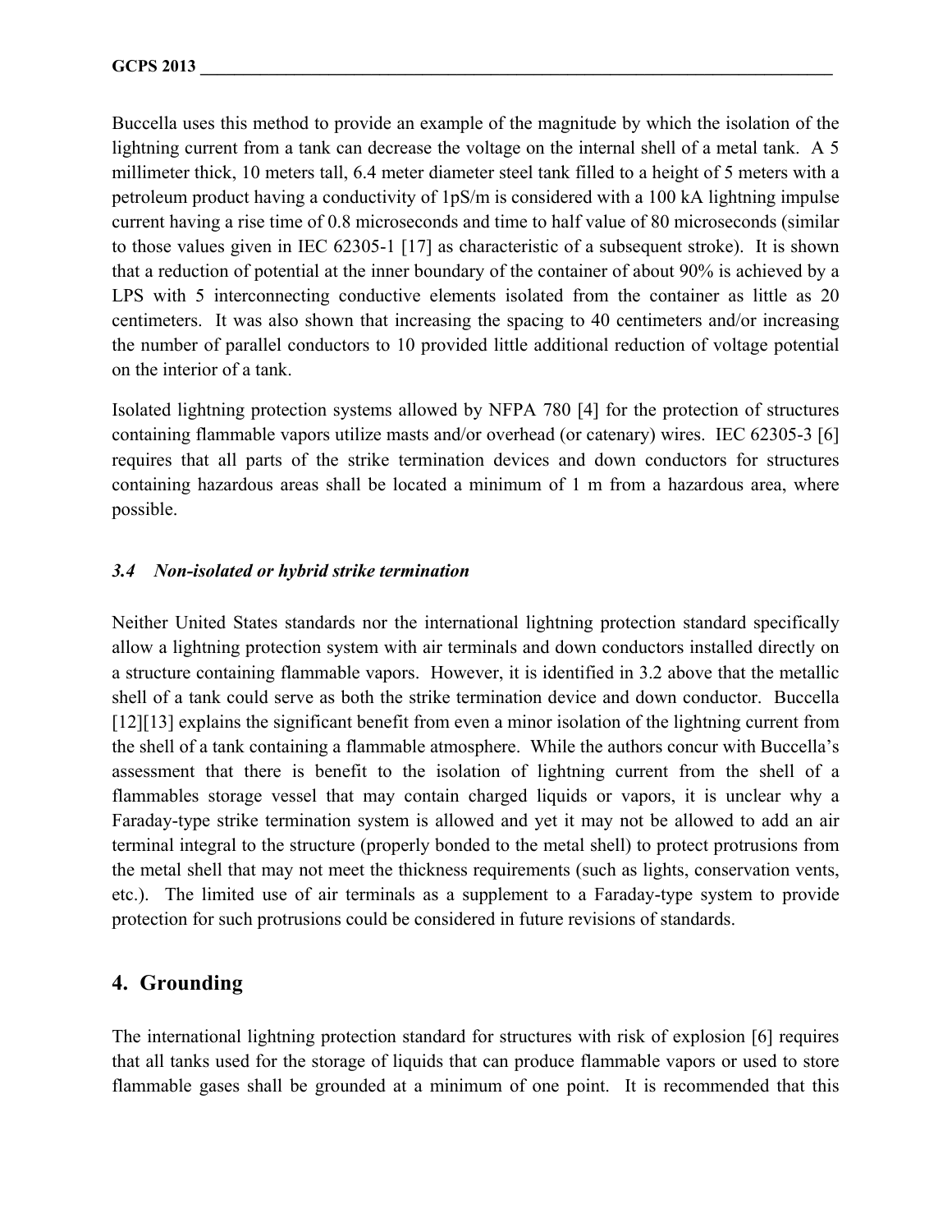Buccella uses this method to provide an example of the magnitude by which the isolation of the lightning current from a tank can decrease the voltage on the internal shell of a metal tank. A 5 millimeter thick, 10 meters tall, 6.4 meter diameter steel tank filled to a height of 5 meters with a petroleum product having a conductivity of 1pS/m is considered with a 100 kA lightning impulse current having a rise time of 0.8 microseconds and time to half value of 80 microseconds (similar to those values given in IEC 62305-1 [17] as characteristic of a subsequent stroke). It is shown that a reduction of potential at the inner boundary of the container of about 90% is achieved by a LPS with 5 interconnecting conductive elements isolated from the container as little as 20 centimeters. It was also shown that increasing the spacing to 40 centimeters and/or increasing the number of parallel conductors to 10 provided little additional reduction of voltage potential on the interior of a tank.

Isolated lightning protection systems allowed by NFPA 780 [4] for the protection of structures containing flammable vapors utilize masts and/or overhead (or catenary) wires. IEC 62305-3 [6] requires that all parts of the strike termination devices and down conductors for structures containing hazardous areas shall be located a minimum of 1 m from a hazardous area, where possible.

### *3.4 Non-isolated or hybrid strike termination*

Neither United States standards nor the international lightning protection standard specifically allow a lightning protection system with air terminals and down conductors installed directly on a structure containing flammable vapors. However, it is identified in 3.2 above that the metallic shell of a tank could serve as both the strike termination device and down conductor. Buccella [12][13] explains the significant benefit from even a minor isolation of the lightning current from the shell of a tank containing a flammable atmosphere. While the authors concur with Buccella's assessment that there is benefit to the isolation of lightning current from the shell of a flammables storage vessel that may contain charged liquids or vapors, it is unclear why a Faraday-type strike termination system is allowed and yet it may not be allowed to add an air terminal integral to the structure (properly bonded to the metal shell) to protect protrusions from the metal shell that may not meet the thickness requirements (such as lights, conservation vents, etc.). The limited use of air terminals as a supplement to a Faraday-type system to provide protection for such protrusions could be considered in future revisions of standards.

## 4. Grounding

The international lightning protection standard for structures with risk of explosion [6] requires that all tanks used for the storage of liquids that can produce flammable vapors or used to store flammable gases shall be grounded at a minimum of one point. It is recommended that this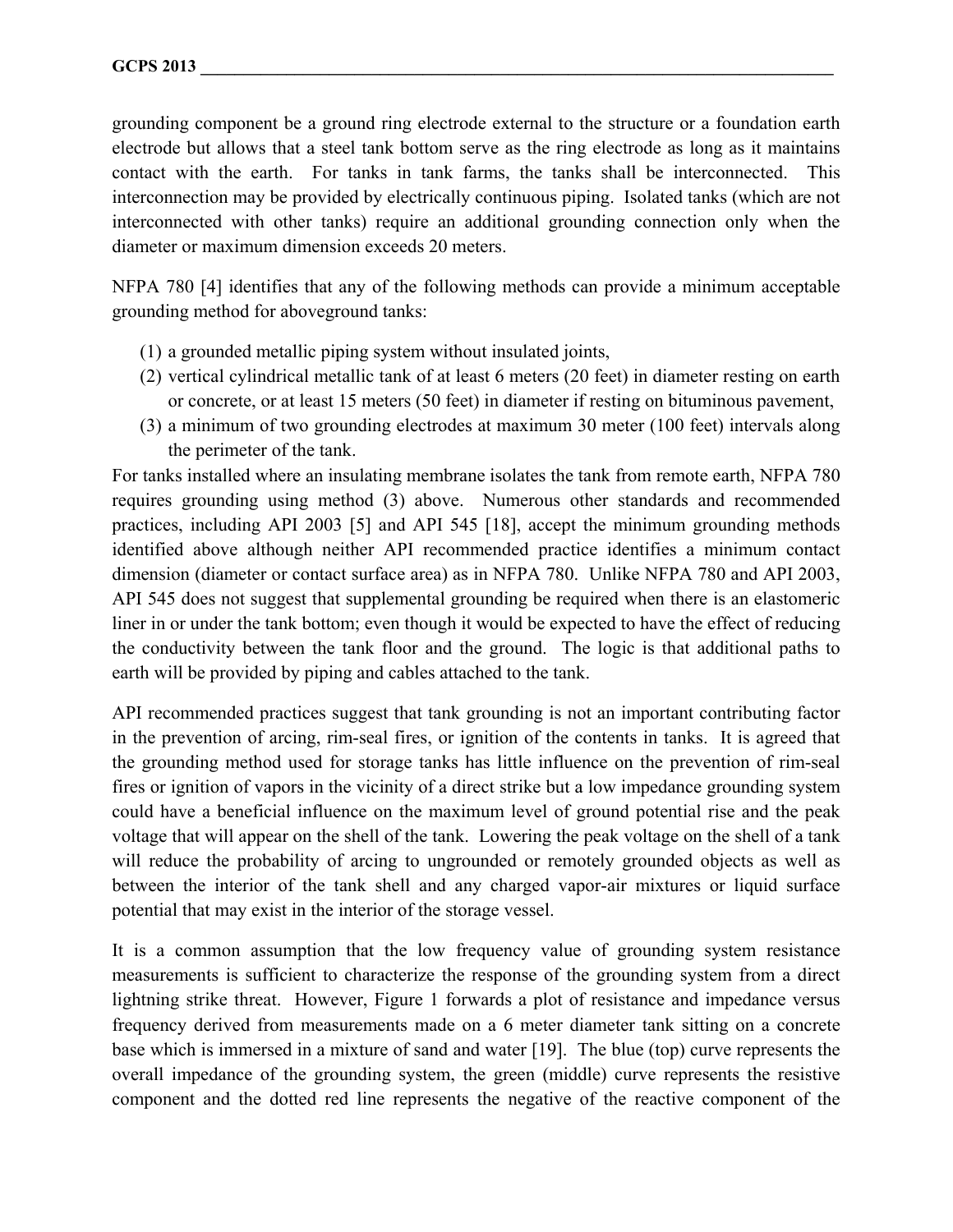grounding component be a ground ring electrode external to the structure or a foundation earth electrode but allows that a steel tank bottom serve as the ring electrode as long as it maintains contact with the earth. For tanks in tank farms, the tanks shall be interconnected. This interconnection may be provided by electrically continuous piping. Isolated tanks (which are not interconnected with other tanks) require an additional grounding connection only when the diameter or maximum dimension exceeds 20 meters.

NFPA 780 [4] identifies that any of the following methods can provide a minimum acceptable grounding method for aboveground tanks:

(1) a grounded metallic piping system without insulated joints,
(2) vertical cylindrical metallic tank of at least 6 meters (20 feet) in diameter resting on earth or concrete, or at least 15 meters (50 feet) in diameter if resting on bituminous pavement,
(3) a minimum of two grounding electrodes at maximum 30 meter (100 feet) intervals along the perimeter of the tank.

For tanks installed where an insulating membrane isolates the tank from remote earth, NFPA 780 requires grounding using method (3) above. Numerous other standards and recommended practices, including API 2003 [5] and API 545 [18], accept the minimum grounding methods identified above although neither API recommended practice identifies a minimum contact dimension (diameter or contact surface area) as in NFPA 780. Unlike NFPA 780 and API 2003, API 545 does not suggest that supplemental grounding be required when there is an elastomeric liner in or under the tank bottom; even though it would be expected to have the effect of reducing the conductivity between the tank floor and the ground. The logic is that additional paths to earth will be provided by piping and cables attached to the tank.

API recommended practices suggest that tank grounding is not an important contributing factor in the prevention of arcing, rim-seal fires, or ignition of the contents in tanks. It is agreed that the grounding method used for storage tanks has little influence on the prevention of rim-seal fires or ignition of vapors in the vicinity of a direct strike but a low impedance grounding system could have a beneficial influence on the maximum level of ground potential rise and the peak voltage that will appear on the shell of the tank. Lowering the peak voltage on the shell of a tank will reduce the probability of arcing to ungrounded or remotely grounded objects as well as between the interior of the tank shell and any charged vapor-air mixtures or liquid surface potential that may exist in the interior of the storage vessel.

It is a common assumption that the low frequency value of grounding system resistance measurements is sufficient to characterize the response of the grounding system from a direct lightning strike threat. However, Figure 1 forwards a plot of resistance and impedance versus frequency derived from measurements made on a 6 meter diameter tank sitting on a concrete base which is immersed in a mixture of sand and water [19]. The blue (top) curve represents the overall impedance of the grounding system, the green (middle) curve represents the resistive component and the dotted red line represents the negative of the reactive component of the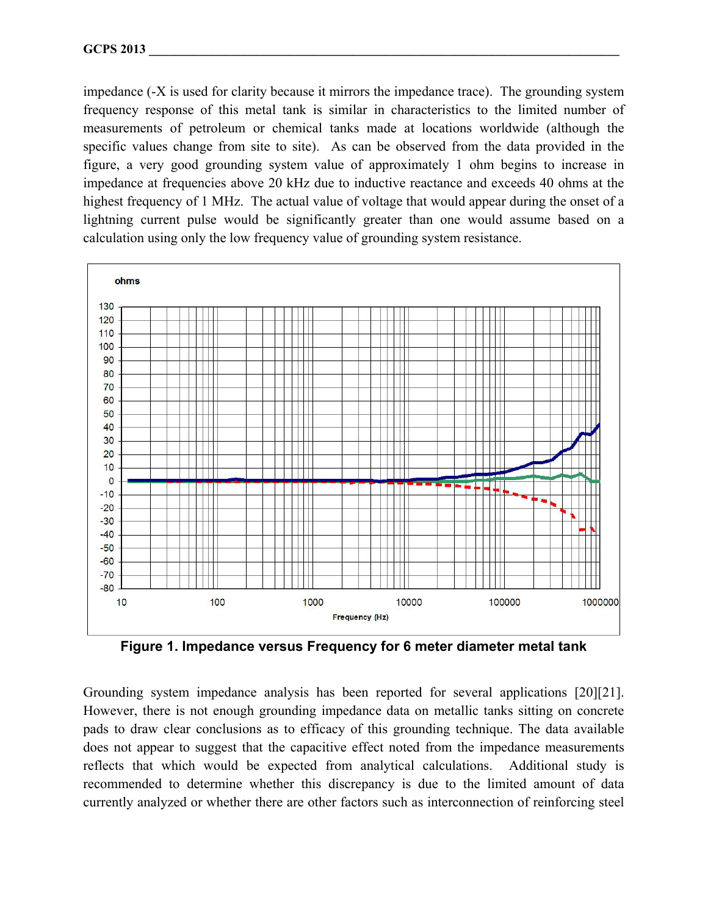impedance (-X is used for clarity because it mirrors the impedance trace). The grounding system frequency response of this metal tank is similar in characteristics to the limited number of measurements of petroleum or chemical tanks made at locations worldwide (although the specific values change from site to site). As can be observed from the data provided in the figure, a very good grounding system value of approximately 1 ohm begins to increase in impedance at frequencies above 20 kHz due to inductive reactance and exceeds 40 ohms at the highest frequency of 1 MHz. The actual value of voltage that would appear during the onset of a lightning current pulse would be significantly greater than one would assume based on a calculation using only the low frequency value of grounding system resistance.

ohms

130
120
110
100
90
80
70
60
50
40
30
20
10
0
-10
-20
-30
-40
-50
-60
-70
-80

10
100
1000
10000
100000
1000000

Frequency (Hz)

**Figure 1. Impedance versus Frequency for 6 meter diameter metal tank**

Grounding system impedance analysis has been reported for several applications [20][21]. However, there is not enough grounding impedance data on metallic tanks sitting on concrete pads to draw clear conclusions as to efficacy of this grounding technique. The data available does not appear to suggest that the capacitive effect noted from the impedance measurements reflects that which would be expected from analytical calculations. Additional study is recommended to determine whether this discrepancy is due to the limited amount of data currently analyzed or whether there are other factors such as interconnection of reinforcing steel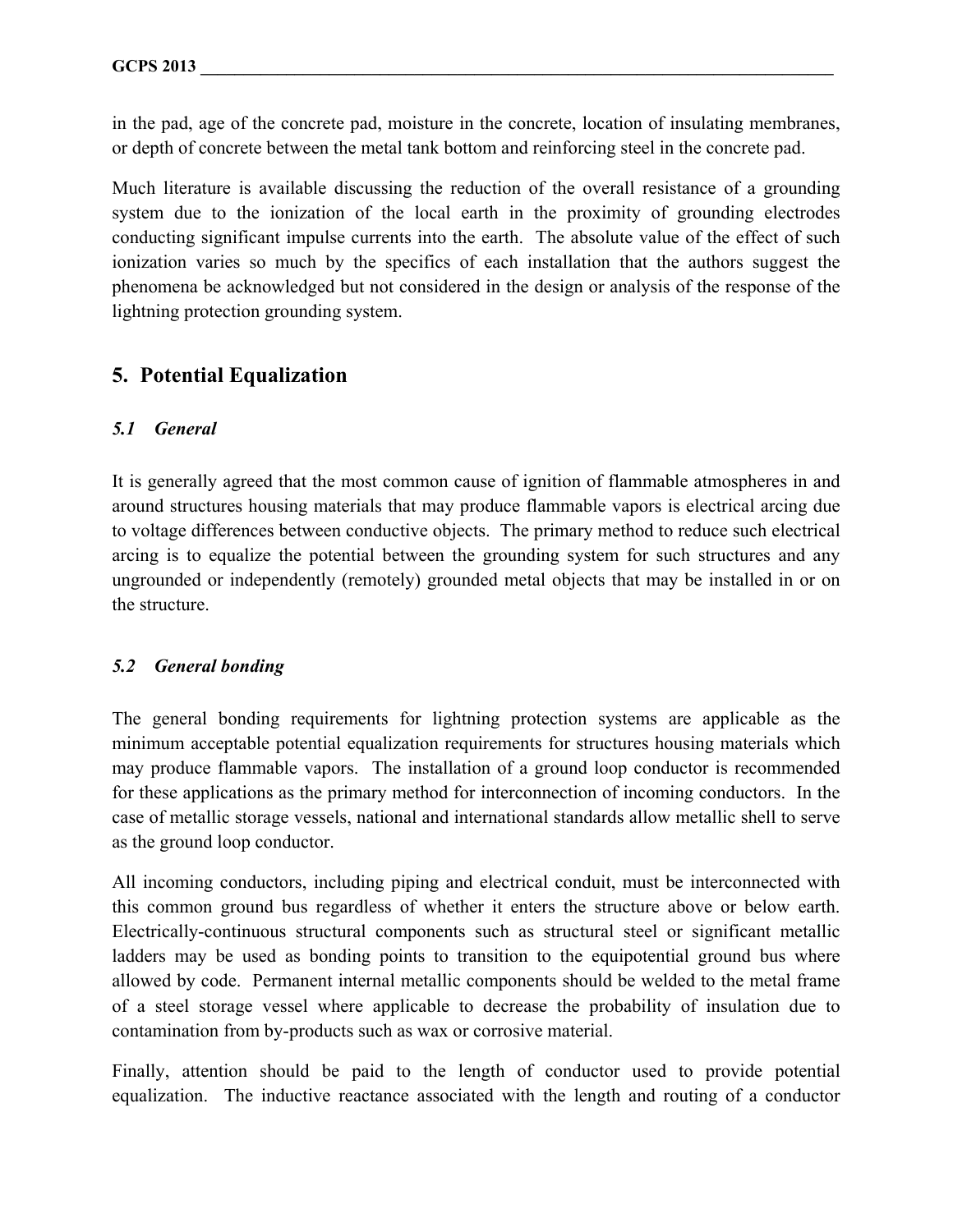in the pad, age of the concrete pad, moisture in the concrete, location of insulating membranes, or depth of concrete between the metal tank bottom and reinforcing steel in the concrete pad.

Much literature is available discussing the reduction of the overall resistance of a grounding system due to the ionization of the local earth in the proximity of grounding electrodes conducting significant impulse currents into the earth. The absolute value of the effect of such ionization varies so much by the specifics of each installation that the authors suggest the phenomena be acknowledged but not considered in the design or analysis of the response of the lightning protection grounding system.

## 5. Potential Equalization

### *5.1 General*

It is generally agreed that the most common cause of ignition of flammable atmospheres in and around structures housing materials that may produce flammable vapors is electrical arcing due to voltage differences between conductive objects. The primary method to reduce such electrical arcing is to equalize the potential between the grounding system for such structures and any ungrounded or independently (remotely) grounded metal objects that may be installed in or on the structure.

### *5.2 General bonding*

The general bonding requirements for lightning protection systems are applicable as the minimum acceptable potential equalization requirements for structures housing materials which may produce flammable vapors. The installation of a ground loop conductor is recommended for these applications as the primary method for interconnection of incoming conductors. In the case of metallic storage vessels, national and international standards allow metallic shell to serve as the ground loop conductor.

All incoming conductors, including piping and electrical conduit, must be interconnected with this common ground bus regardless of whether it enters the structure above or below earth. Electrically-continuous structural components such as structural steel or significant metallic ladders may be used as bonding points to transition to the equipotential ground bus where allowed by code. Permanent internal metallic components should be welded to the metal frame of a steel storage vessel where applicable to decrease the probability of insulation due to contamination from by-products such as wax or corrosive material.

Finally, attention should be paid to the length of conductor used to provide potential equalization. The inductive reactance associated with the length and routing of a conductor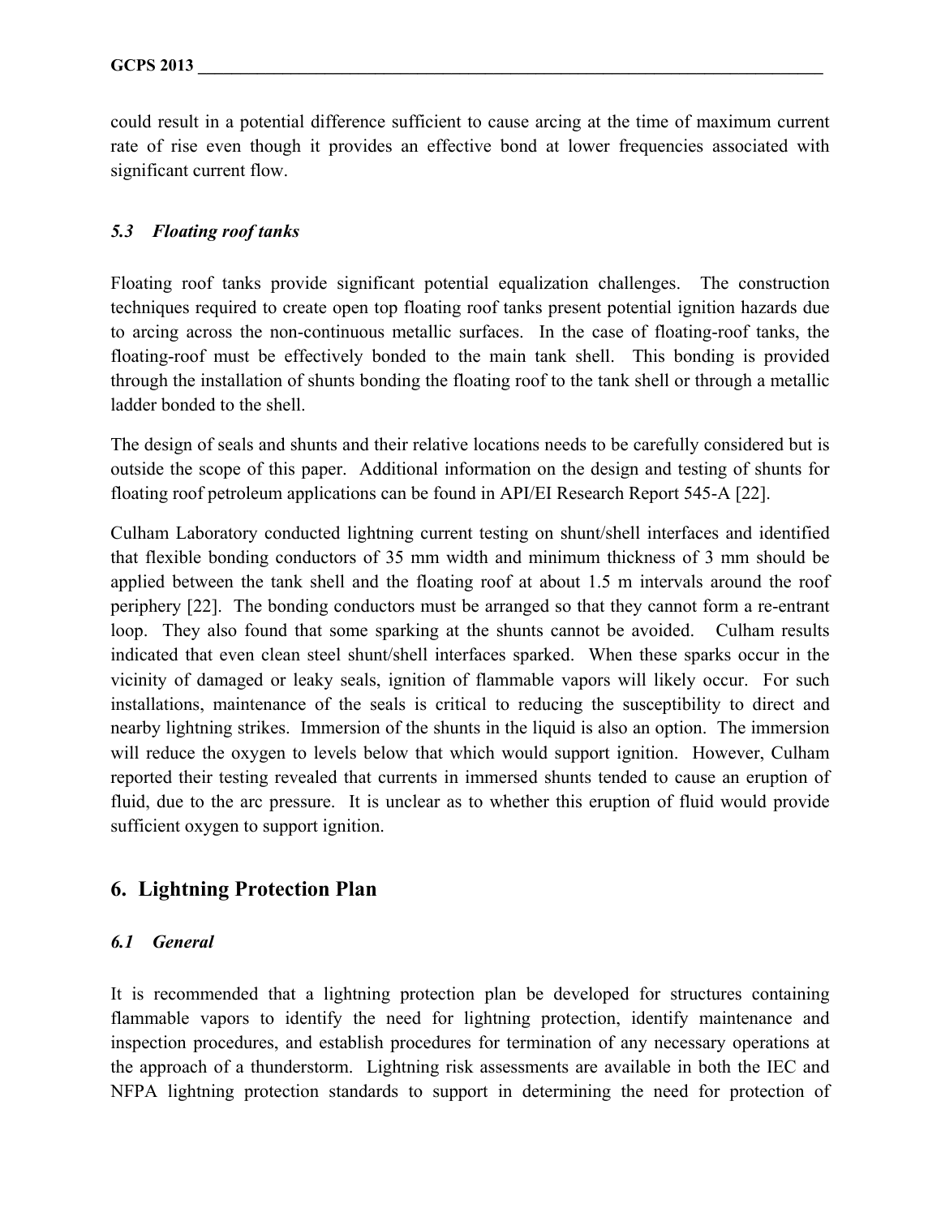could result in a potential difference sufficient to cause arcing at the time of maximum current rate of rise even though it provides an effective bond at lower frequencies associated with significant current flow.

### *5.3 Floating roof tanks*

Floating roof tanks provide significant potential equalization challenges. The construction techniques required to create open top floating roof tanks present potential ignition hazards due to arcing across the non-continuous metallic surfaces. In the case of floating-roof tanks, the floating-roof must be effectively bonded to the main tank shell. This bonding is provided through the installation of shunts bonding the floating roof to the tank shell or through a metallic ladder bonded to the shell.

The design of seals and shunts and their relative locations needs to be carefully considered but is outside the scope of this paper. Additional information on the design and testing of shunts for floating roof petroleum applications can be found in API/EI Research Report 545-A [22].

Culham Laboratory conducted lightning current testing on shunt/shell interfaces and identified that flexible bonding conductors of 35 mm width and minimum thickness of 3 mm should be applied between the tank shell and the floating roof at about 1.5 m intervals around the roof periphery [22]. The bonding conductors must be arranged so that they cannot form a re-entrant loop. They also found that some sparking at the shunts cannot be avoided. Culham results indicated that even clean steel shunt/shell interfaces sparked. When these sparks occur in the vicinity of damaged or leaky seals, ignition of flammable vapors will likely occur. For such installations, maintenance of the seals is critical to reducing the susceptibility to direct and nearby lightning strikes. Immersion of the shunts in the liquid is also an option. The immersion will reduce the oxygen to levels below that which would support ignition. However, Culham reported their testing revealed that currents in immersed shunts tended to cause an eruption of fluid, due to the arc pressure. It is unclear as to whether this eruption of fluid would provide sufficient oxygen to support ignition.

## 6. Lightning Protection Plan

### *6.1 General*

It is recommended that a lightning protection plan be developed for structures containing flammable vapors to identify the need for lightning protection, identify maintenance and inspection procedures, and establish procedures for termination of any necessary operations at the approach of a thunderstorm. Lightning risk assessments are available in both the IEC and NFPA lightning protection standards to support in determining the need for protection of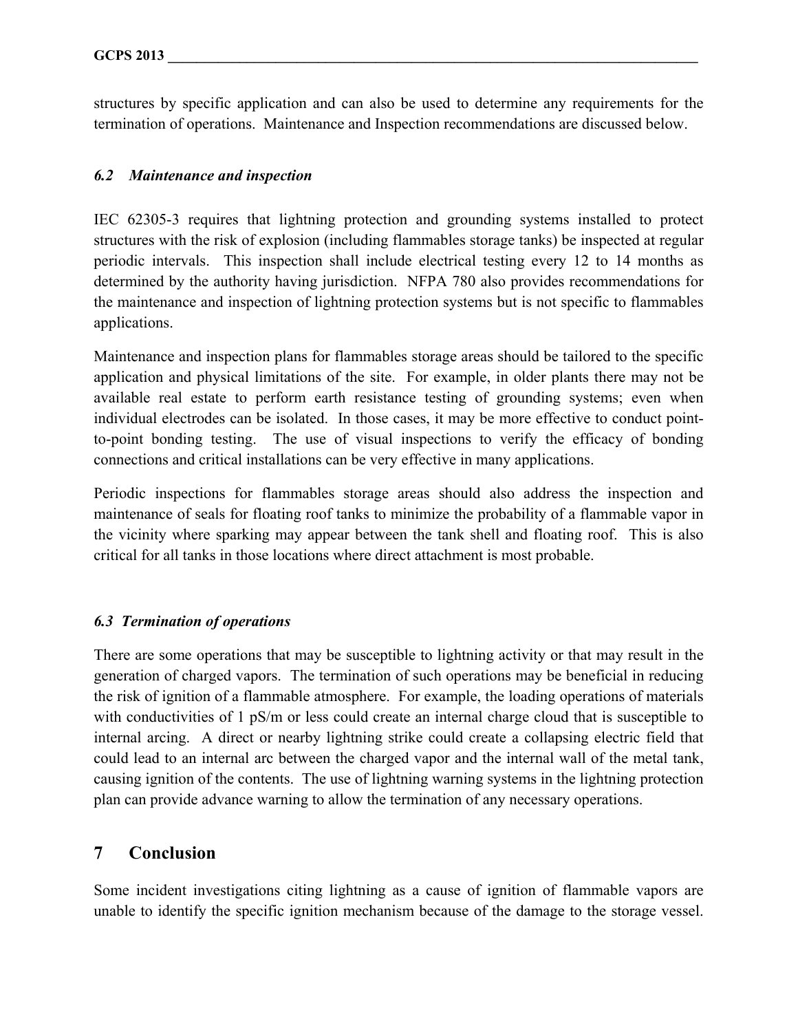structures by specific application and can also be used to determine any requirements for the termination of operations. Maintenance and Inspection recommendations are discussed below.

### *6.2 Maintenance and inspection*

IEC 62305-3 requires that lightning protection and grounding systems installed to protect structures with the risk of explosion (including flammables storage tanks) be inspected at regular periodic intervals. This inspection shall include electrical testing every 12 to 14 months as determined by the authority having jurisdiction. NFPA 780 also provides recommendations for the maintenance and inspection of lightning protection systems but is not specific to flammables applications.

Maintenance and inspection plans for flammables storage areas should be tailored to the specific application and physical limitations of the site. For example, in older plants there may not be available real estate to perform earth resistance testing of grounding systems; even when individual electrodes can be isolated. In those cases, it may be more effective to conduct point-to-point bonding testing. The use of visual inspections to verify the efficacy of bonding connections and critical installations can be very effective in many applications.

Periodic inspections for flammables storage areas should also address the inspection and maintenance of seals for floating roof tanks to minimize the probability of a flammable vapor in the vicinity where sparking may appear between the tank shell and floating roof. This is also critical for all tanks in those locations where direct attachment is most probable.

### *6.3 Termination of operations*

There are some operations that may be susceptible to lightning activity or that may result in the generation of charged vapors. The termination of such operations may be beneficial in reducing the risk of ignition of a flammable atmosphere. For example, the loading operations of materials with conductivities of 1 pS/m or less could create an internal charge cloud that is susceptible to internal arcing. A direct or nearby lightning strike could create a collapsing electric field that could lead to an internal arc between the charged vapor and the internal wall of the metal tank, causing ignition of the contents. The use of lightning warning systems in the lightning protection plan can provide advance warning to allow the termination of any necessary operations.

## 7 Conclusion

Some incident investigations citing lightning as a cause of ignition of flammable vapors are unable to identify the specific ignition mechanism because of the damage to the storage vessel.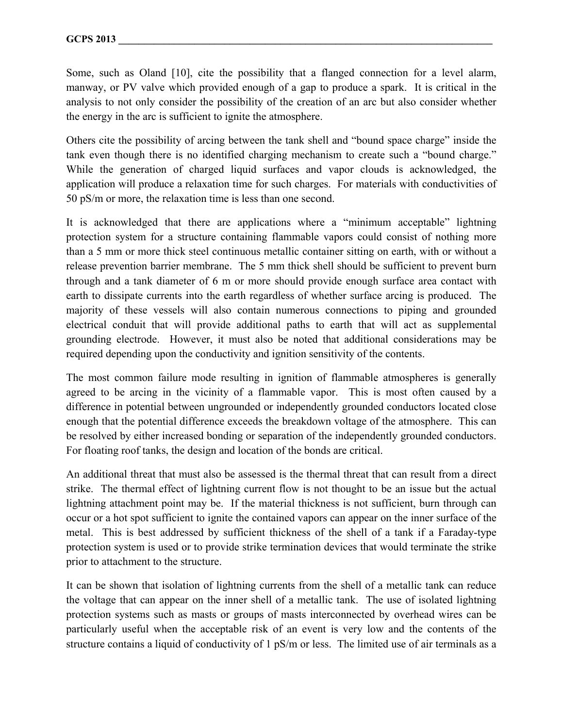Some, such as Oland [10], cite the possibility that a flanged connection for a level alarm, manway, or PV valve which provided enough of a gap to produce a spark. It is critical in the analysis to not only consider the possibility of the creation of an arc but also consider whether the energy in the arc is sufficient to ignite the atmosphere.

Others cite the possibility of arcing between the tank shell and "bound space charge" inside the tank even though there is no identified charging mechanism to create such a "bound charge." While the generation of charged liquid surfaces and vapor clouds is acknowledged, the application will produce a relaxation time for such charges. For materials with conductivities of 50 pS/m or more, the relaxation time is less than one second.

It is acknowledged that there are applications where a "minimum acceptable" lightning protection system for a structure containing flammable vapors could consist of nothing more than a 5 mm or more thick steel continuous metallic container sitting on earth, with or without a release prevention barrier membrane. The 5 mm thick shell should be sufficient to prevent burn through and a tank diameter of 6 m or more should provide enough surface area contact with earth to dissipate currents into the earth regardless of whether surface arcing is produced. The majority of these vessels will also contain numerous connections to piping and grounded electrical conduit that will provide additional paths to earth that will act as supplemental grounding electrode. However, it must also be noted that additional considerations may be required depending upon the conductivity and ignition sensitivity of the contents.

The most common failure mode resulting in ignition of flammable atmospheres is generally agreed to be arcing in the vicinity of a flammable vapor. This is most often caused by a difference in potential between ungrounded or independently grounded conductors located close enough that the potential difference exceeds the breakdown voltage of the atmosphere. This can be resolved by either increased bonding or separation of the independently grounded conductors. For floating roof tanks, the design and location of the bonds are critical.

An additional threat that must also be assessed is the thermal threat that can result from a direct strike. The thermal effect of lightning current flow is not thought to be an issue but the actual lightning attachment point may be. If the material thickness is not sufficient, burn through can occur or a hot spot sufficient to ignite the contained vapors can appear on the inner surface of the metal. This is best addressed by sufficient thickness of the shell of a tank if a Faraday-type protection system is used or to provide strike termination devices that would terminate the strike prior to attachment to the structure.

It can be shown that isolation of lightning currents from the shell of a metallic tank can reduce the voltage that can appear on the inner shell of a metallic tank. The use of isolated lightning protection systems such as masts or groups of masts interconnected by overhead wires can be particularly useful when the acceptable risk of an event is very low and the contents of the structure contains a liquid of conductivity of 1 pS/m or less. The limited use of air terminals as a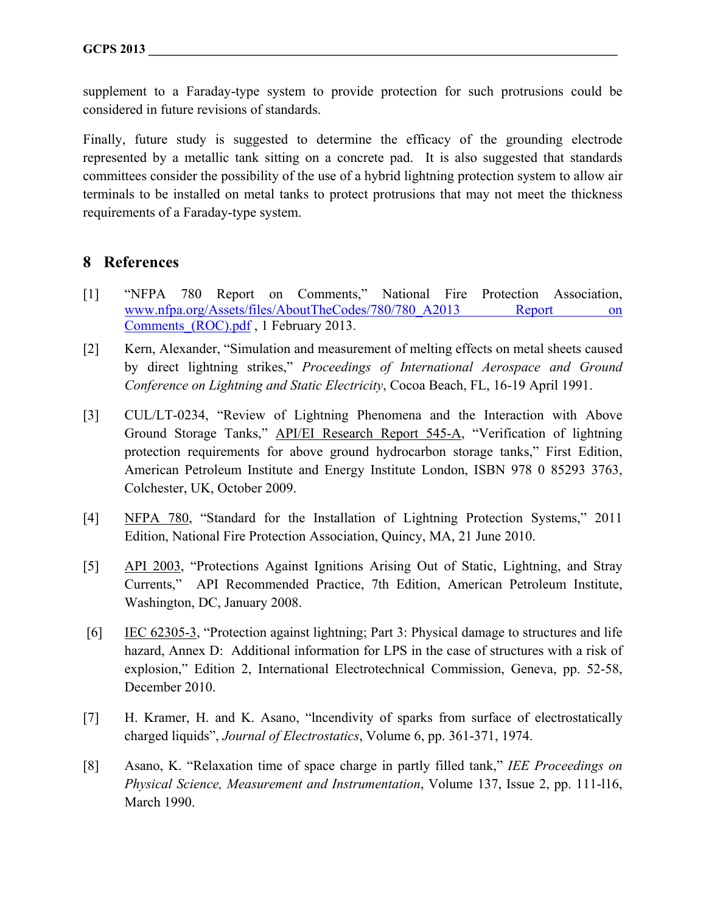supplement to a Faraday-type system to provide protection for such protrusions could be considered in future revisions of standards.

Finally, future study is suggested to determine the efficacy of the grounding electrode represented by a metallic tank sitting on a concrete pad. It is also suggested that standards committees consider the possibility of the use of a hybrid lightning protection system to allow air terminals to be installed on metal tanks to protect protrusions that may not meet the thickness requirements of a Faraday-type system.

## 8 References

[1] "NFPA 780 Report on Comments," National Fire Protection Association, www.nfpa.org/Assets/files/AboutTheCodes/780/780_A2013 Report on Comments_(ROC).pdf , 1 February 2013.

[2] Kern, Alexander, "Simulation and measurement of melting effects on metal sheets caused by direct lightning strikes," *Proceedings of International Aerospace and Ground Conference on Lightning and Static Electricity*, Cocoa Beach, FL, 16-19 April 1991.

[3] CUL/LT-0234, "Review of Lightning Phenomena and the Interaction with Above Ground Storage Tanks," API/EI Research Report 545-A, "Verification of lightning protection requirements for above ground hydrocarbon storage tanks," First Edition, American Petroleum Institute and Energy Institute London, ISBN 978 0 85293 3763, Colchester, UK, October 2009.

[4] NFPA 780, "Standard for the Installation of Lightning Protection Systems," 2011 Edition, National Fire Protection Association, Quincy, MA, 21 June 2010.

[5] API 2003, "Protections Against Ignitions Arising Out of Static, Lightning, and Stray Currents," API Recommended Practice, 7th Edition, American Petroleum Institute, Washington, DC, January 2008.

[6] IEC 62305-3, "Protection against lightning; Part 3: Physical damage to structures and life hazard, Annex D: Additional information for LPS in the case of structures with a risk of explosion," Edition 2, International Electrotechnical Commission, Geneva, pp. 52-58, December 2010.

[7] H. Kramer, H. and K. Asano, "lncendivity of sparks from surface of electrostatically charged liquids", *Journal of Electrostatics*, Volume 6, pp. 361-371, 1974.

[8] Asano, K. "Relaxation time of space charge in partly filled tank," *IEE Proceedings on Physical Science, Measurement and Instrumentation*, Volume 137, Issue 2, pp. 111-l16, March 1990.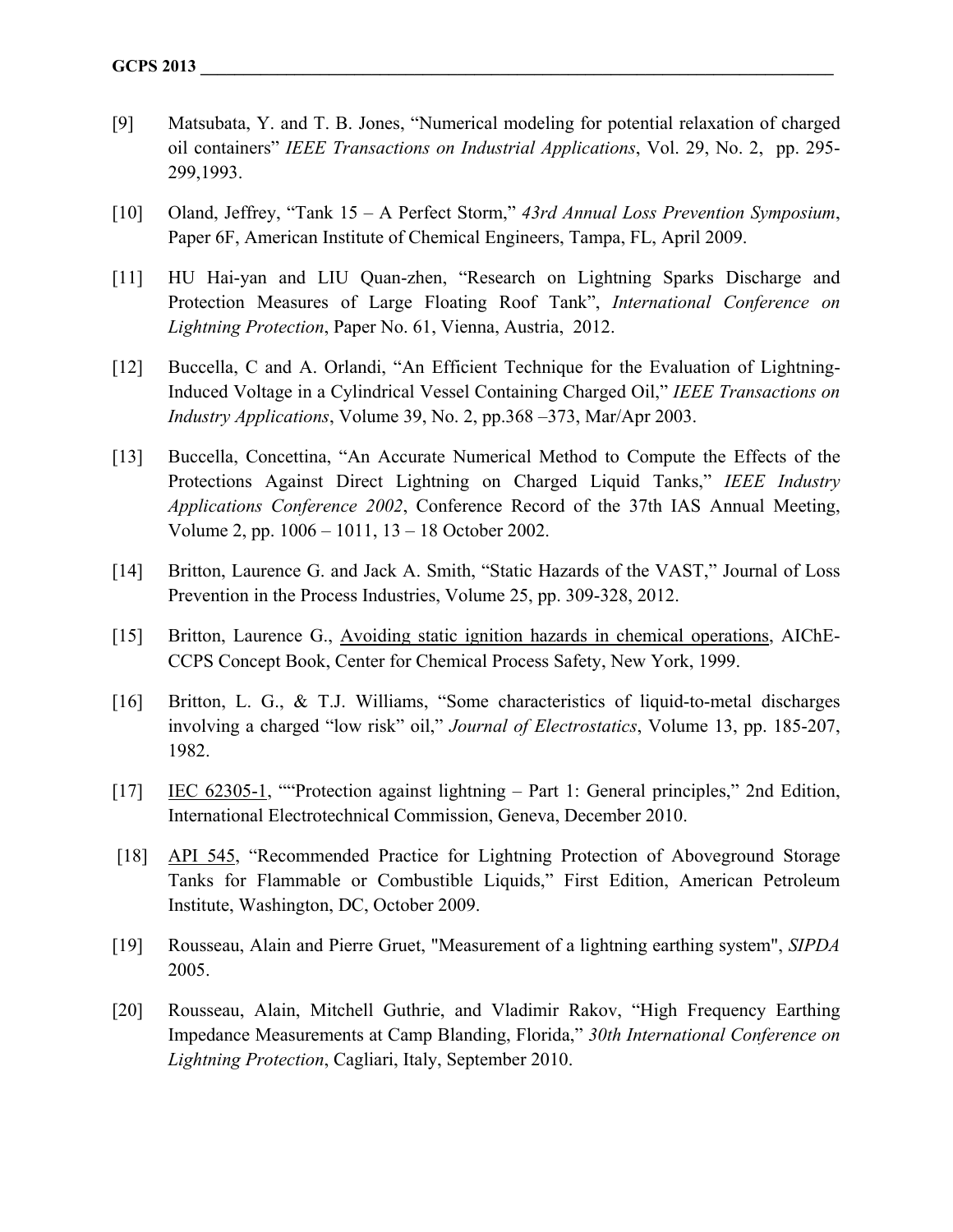[9] Matsubata, Y. and T. B. Jones, "Numerical modeling for potential relaxation of charged oil containers" *IEEE Transactions on Industrial Applications*, Vol. 29, No. 2, pp. 295-299,1993.

[10] Oland, Jeffrey, "Tank 15 – A Perfect Storm," *43rd Annual Loss Prevention Symposium*, Paper 6F, American Institute of Chemical Engineers, Tampa, FL, April 2009.

[11] HU Hai-yan and LIU Quan-zhen, "Research on Lightning Sparks Discharge and Protection Measures of Large Floating Roof Tank", *International Conference on Lightning Protection*, Paper No. 61, Vienna, Austria, 2012.

[12] Buccella, C and A. Orlandi, "An Efficient Technique for the Evaluation of Lightning-Induced Voltage in a Cylindrical Vessel Containing Charged Oil," *IEEE Transactions on Industry Applications*, Volume 39, No. 2, pp.368 –373, Mar/Apr 2003.

[13] Buccella, Concettina, "An Accurate Numerical Method to Compute the Effects of the Protections Against Direct Lightning on Charged Liquid Tanks," *IEEE Industry Applications Conference 2002*, Conference Record of the 37th IAS Annual Meeting, Volume 2, pp. 1006 – 1011, 13 – 18 October 2002.

[14] Britton, Laurence G. and Jack A. Smith, "Static Hazards of the VAST," Journal of Loss Prevention in the Process Industries, Volume 25, pp. 309-328, 2012.

[15] Britton, Laurence G., Avoiding static ignition hazards in chemical operations, AIChE-CCPS Concept Book, Center for Chemical Process Safety, New York, 1999.

[16] Britton, L. G., & T.J. Williams, "Some characteristics of liquid-to-metal discharges involving a charged "low risk" oil," *Journal of Electrostatics*, Volume 13, pp. 185-207, 1982.

[17] IEC 62305-1, ""Protection against lightning – Part 1: General principles," 2nd Edition, International Electrotechnical Commission, Geneva, December 2010.

[18] API 545, "Recommended Practice for Lightning Protection of Aboveground Storage Tanks for Flammable or Combustible Liquids," First Edition, American Petroleum Institute, Washington, DC, October 2009.

[19] Rousseau, Alain and Pierre Gruet, "Measurement of a lightning earthing system", *SIPDA* 2005.

[20] Rousseau, Alain, Mitchell Guthrie, and Vladimir Rakov, "High Frequency Earthing Impedance Measurements at Camp Blanding, Florida," *30th International Conference on Lightning Protection*, Cagliari, Italy, September 2010.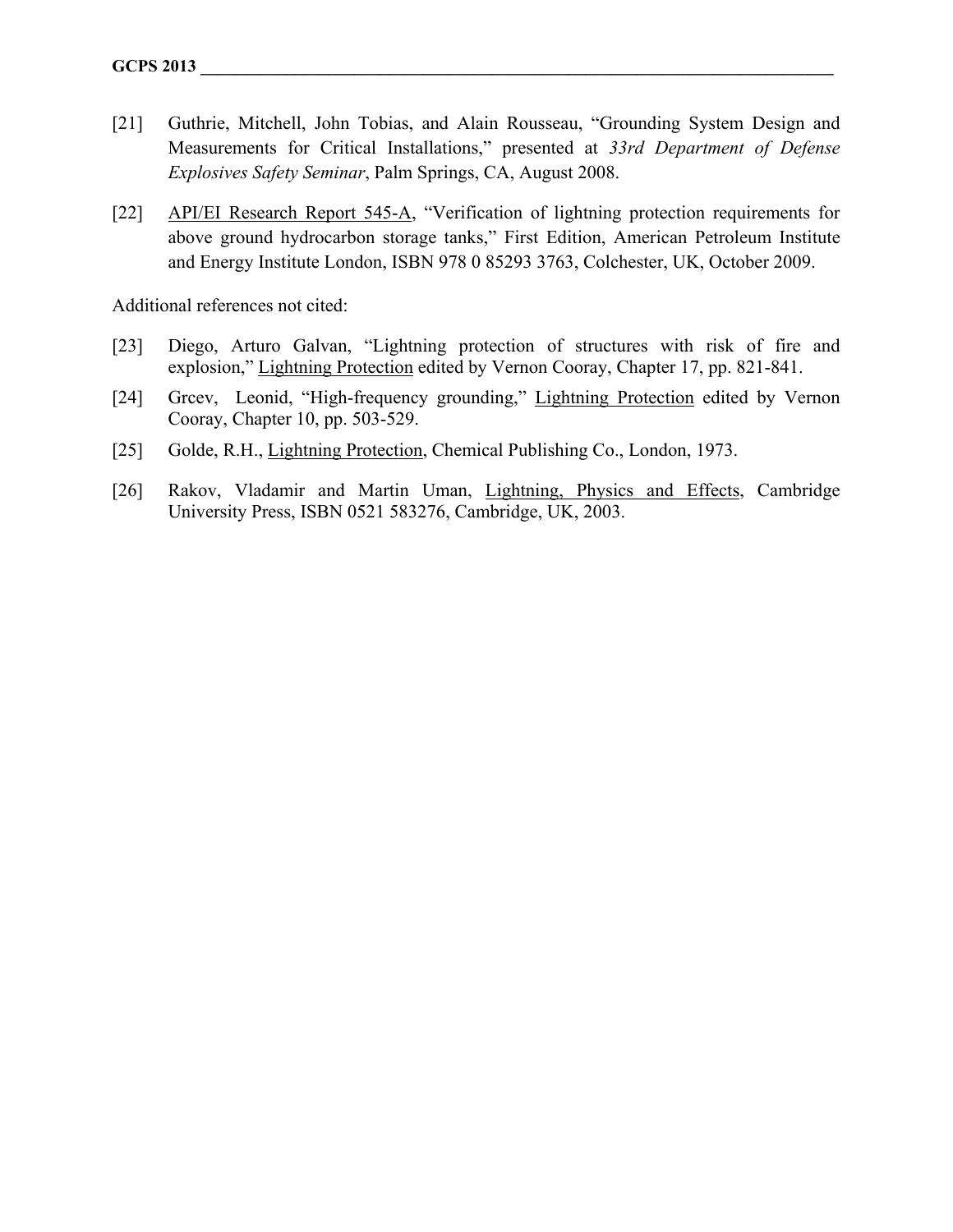[21] Guthrie, Mitchell, John Tobias, and Alain Rousseau, "Grounding System Design and Measurements for Critical Installations," presented at *33rd Department of Defense Explosives Safety Seminar*, Palm Springs, CA, August 2008.

[22] API/EI Research Report 545-A, "Verification of lightning protection requirements for above ground hydrocarbon storage tanks," First Edition, American Petroleum Institute and Energy Institute London, ISBN 978 0 85293 3763, Colchester, UK, October 2009.

Additional references not cited:

[23] Diego, Arturo Galvan, "Lightning protection of structures with risk of fire and explosion," Lightning Protection edited by Vernon Cooray, Chapter 17, pp. 821-841.

[24] Grcev, Leonid, "High-frequency grounding," Lightning Protection edited by Vernon Cooray, Chapter 10, pp. 503-529.

[25] Golde, R.H., Lightning Protection, Chemical Publishing Co., London, 1973.

[26] Rakov, Vladamir and Martin Uman, Lightning, Physics and Effects, Cambridge University Press, ISBN 0521 583276, Cambridge, UK, 2003.